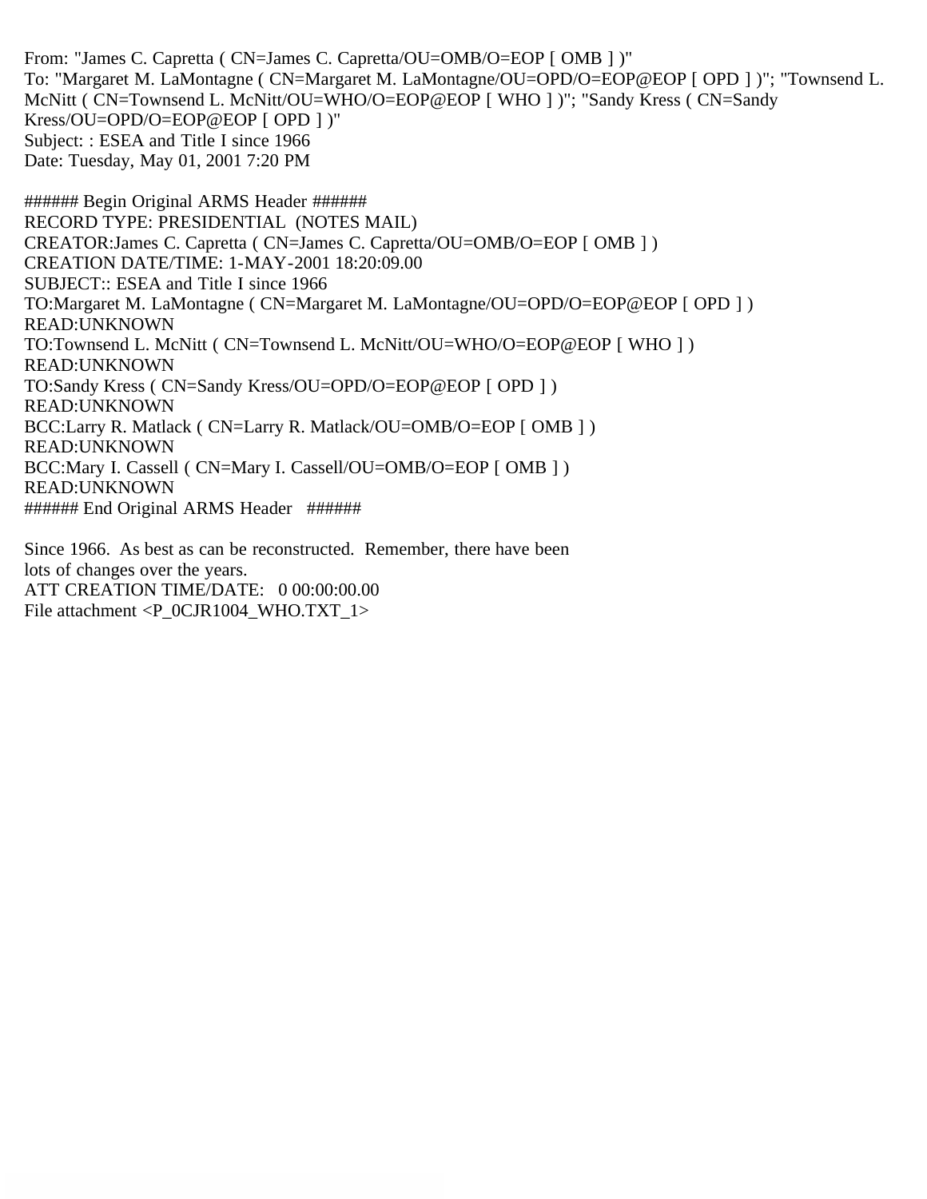From: "James C. Capretta ( CN=James C. Capretta/OU=OMB/O=EOP [ OMB ] )"
To: "Margaret M. LaMontagne ( CN=Margaret M. LaMontagne/OU=OPD/O=EOP@EOP [ OPD ] )"; "Townsend L. McNitt ( CN=Townsend L. McNitt/OU=WHO/O=EOP@EOP [ WHO ] )"; "Sandy Kress ( CN=Sandy Kress/OU=OPD/O=EOP@EOP [ OPD ] )"
Subject: : ESEA and Title I since 1966
Date: Tuesday, May 01, 2001 7:20 PM

###### Begin Original ARMS Header ######
RECORD TYPE: PRESIDENTIAL (NOTES MAIL)
CREATOR:James C. Capretta ( CN=James C. Capretta/OU=OMB/O=EOP [ OMB ] )
CREATION DATE/TIME: 1-MAY-2001 18:20:09.00
SUBJECT:: ESEA and Title I since 1966
TO:Margaret M. LaMontagne ( CN=Margaret M. LaMontagne/OU=OPD/O=EOP@EOP [ OPD ] )
READ:UNKNOWN
TO:Townsend L. McNitt ( CN=Townsend L. McNitt/OU=WHO/O=EOP@EOP [ WHO ] )
READ:UNKNOWN
TO:Sandy Kress ( CN=Sandy Kress/OU=OPD/O=EOP@EOP [ OPD ] )
READ:UNKNOWN
BCC:Larry R. Matlack ( CN=Larry R. Matlack/OU=OMB/O=EOP [ OMB ] )
READ:UNKNOWN
BCC:Mary I. Cassell ( CN=Mary I. Cassell/OU=OMB/O=EOP [ OMB ] )
READ:UNKNOWN
###### End Original ARMS Header ######

Since 1966. As best as can be reconstructed. Remember, there have been lots of changes over the years.
ATT CREATION TIME/DATE: 0 00:00:00.00
File attachment <P_0CJR1004_WHO.TXT_1>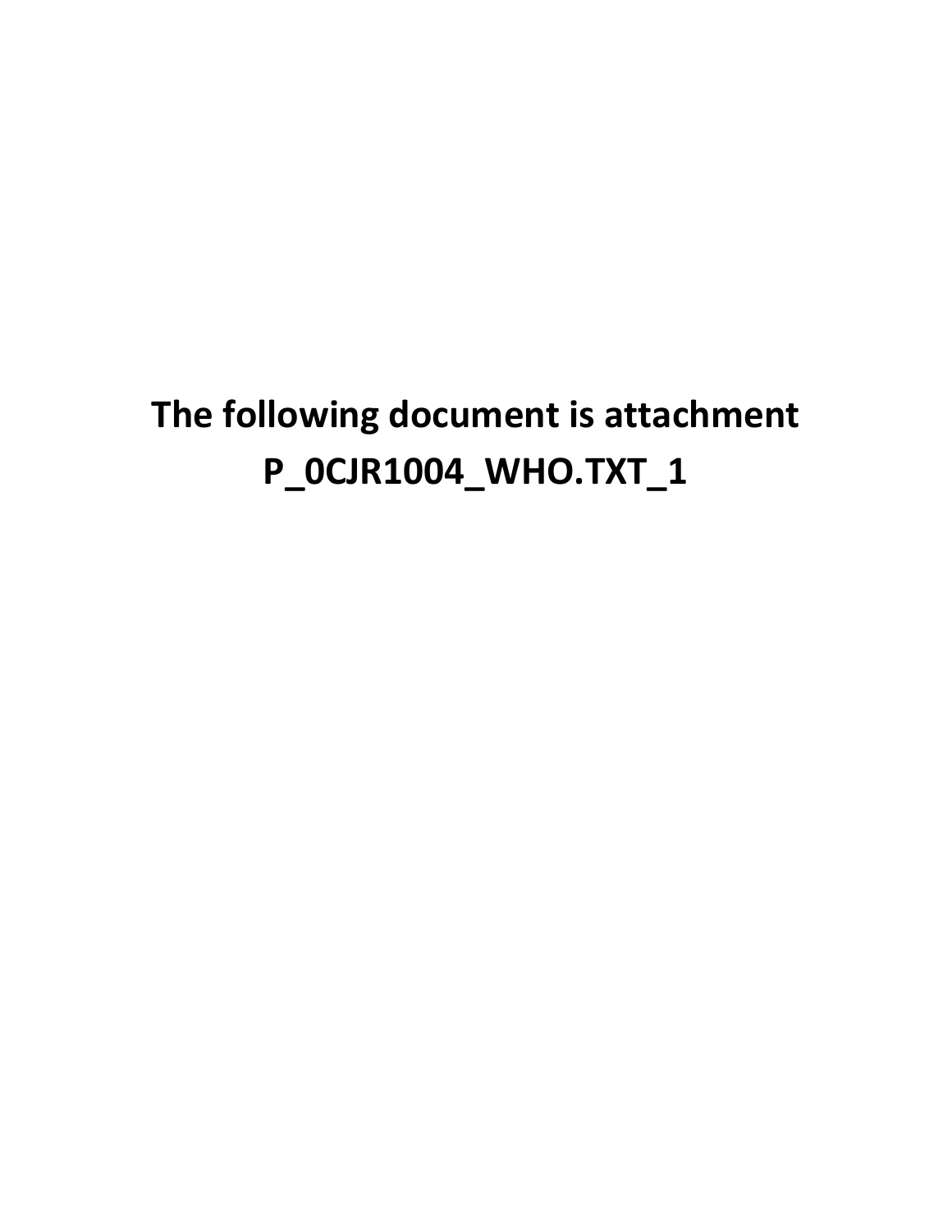**The following document is attachment P_0CJR1004_WHO.TXT_1**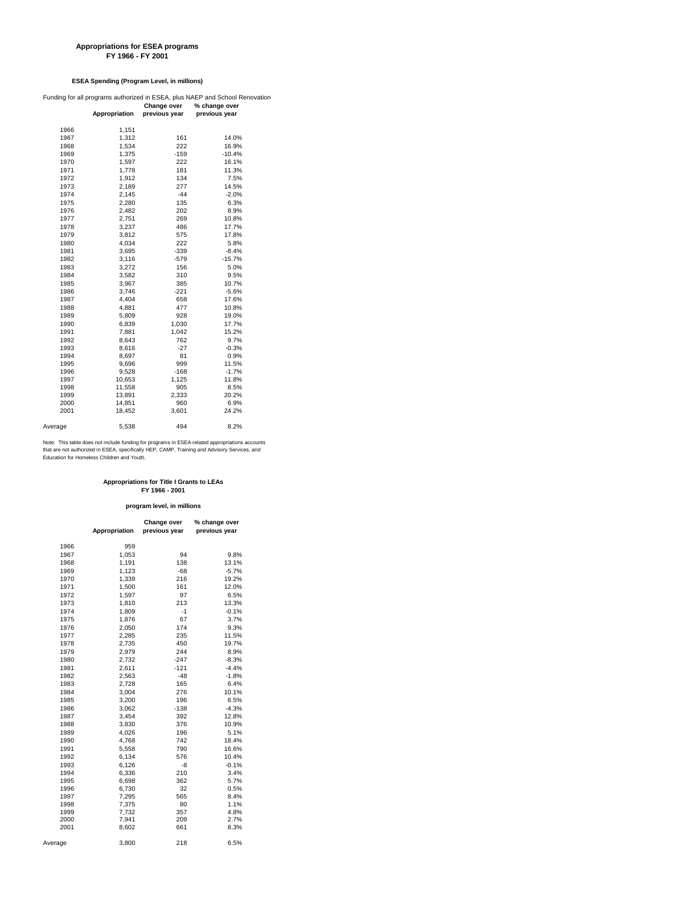# Appropriations for ESEA programs
## FY 1966 - FY 2001

### ESEA Spending (Program Level, in millions)

Funding for all programs authorized in ESEA, plus NAEP and School Renovation

| | Appropriation | Change over previous year | % change over previous year |
|---|---|---|---|
| 1966 | 1,151 | | |
| 1967 | 1,312 | 161 | 14.0% |
| 1968 | 1,534 | 222 | 16.9% |
| 1969 | 1,375 | -159 | -10.4% |
| 1970 | 1,597 | 222 | 16.1% |
| 1971 | 1,778 | 181 | 11.3% |
| 1972 | 1,912 | 134 | 7.5% |
| 1973 | 2,189 | 277 | 14.5% |
| 1974 | 2,145 | -44 | -2.0% |
| 1975 | 2,280 | 135 | 6.3% |
| 1976 | 2,482 | 202 | 8.9% |
| 1977 | 2,751 | 269 | 10.8% |
| 1978 | 3,237 | 486 | 17.7% |
| 1979 | 3,812 | 575 | 17.8% |
| 1980 | 4,034 | 222 | 5.8% |
| 1981 | 3,695 | -339 | -8.4% |
| 1982 | 3,116 | -579 | -15.7% |
| 1983 | 3,272 | 156 | 5.0% |
| 1984 | 3,582 | 310 | 9.5% |
| 1985 | 3,967 | 385 | 10.7% |
| 1986 | 3,746 | -221 | -5.6% |
| 1987 | 4,404 | 658 | 17.6% |
| 1988 | 4,881 | 477 | 10.8% |
| 1989 | 5,809 | 928 | 19.0% |
| 1990 | 6,839 | 1,030 | 17.7% |
| 1991 | 7,881 | 1,042 | 15.2% |
| 1992 | 8,643 | 762 | 9.7% |
| 1993 | 8,616 | -27 | -0.3% |
| 1994 | 8,697 | 81 | 0.9% |
| 1995 | 9,696 | 999 | 11.5% |
| 1996 | 9,528 | -168 | -1.7% |
| 1997 | 10,653 | 1,125 | 11.8% |
| 1998 | 11,558 | 905 | 8.5% |
| 1999 | 13,891 | 2,333 | 20.2% |
| 2000 | 14,851 | 960 | 6.9% |
| 2001 | 18,452 | 3,601 | 24.2% |
| Average | 5,538 | 494 | 8.2% |

Note: This table does not include funding for programs in ESEA-related appropriations accounts that are not authorized in ESEA, specifically HEP, CAMP, Training and Advisory Services, and Education for Homeless Children and Youth.

# Appropriations for Title I Grants to LEAs
## FY 1966 - 2001

### program level, in millions

| | Appropriation | Change over previous year | % change over previous year |
|---|---|---|---|
| 1966 | 959 | | |
| 1967 | 1,053 | 94 | 9.8% |
| 1968 | 1,191 | 138 | 13.1% |
| 1969 | 1,123 | -68 | -5.7% |
| 1970 | 1,339 | 216 | 19.2% |
| 1971 | 1,500 | 161 | 12.0% |
| 1972 | 1,597 | 97 | 6.5% |
| 1973 | 1,810 | 213 | 13.3% |
| 1974 | 1,809 | -1 | -0.1% |
| 1975 | 1,876 | 67 | 3.7% |
| 1976 | 2,050 | 174 | 9.3% |
| 1977 | 2,285 | 235 | 11.5% |
| 1978 | 2,735 | 450 | 19.7% |
| 1979 | 2,979 | 244 | 8.9% |
| 1980 | 2,732 | -247 | -8.3% |
| 1981 | 2,611 | -121 | -4.4% |
| 1982 | 2,563 | -48 | -1.8% |
| 1983 | 2,728 | 165 | 6.4% |
| 1984 | 3,004 | 276 | 10.1% |
| 1985 | 3,200 | 196 | 6.5% |
| 1986 | 3,062 | -138 | -4.3% |
| 1987 | 3,454 | 392 | 12.8% |
| 1988 | 3,830 | 376 | 10.9% |
| 1989 | 4,026 | 196 | 5.1% |
| 1990 | 4,768 | 742 | 18.4% |
| 1991 | 5,558 | 790 | 16.6% |
| 1992 | 6,134 | 576 | 10.4% |
| 1993 | 6,126 | -8 | -0.1% |
| 1994 | 6,336 | 210 | 3.4% |
| 1995 | 6,698 | 362 | 5.7% |
| 1996 | 6,730 | 32 | 0.5% |
| 1997 | 7,295 | 565 | 8.4% |
| 1998 | 7,375 | 80 | 1.1% |
| 1999 | 7,732 | 357 | 4.8% |
| 2000 | 7,941 | 209 | 2.7% |
| 2001 | 8,602 | 661 | 8.3% |
| Average | 3,800 | 218 | 6.5% |